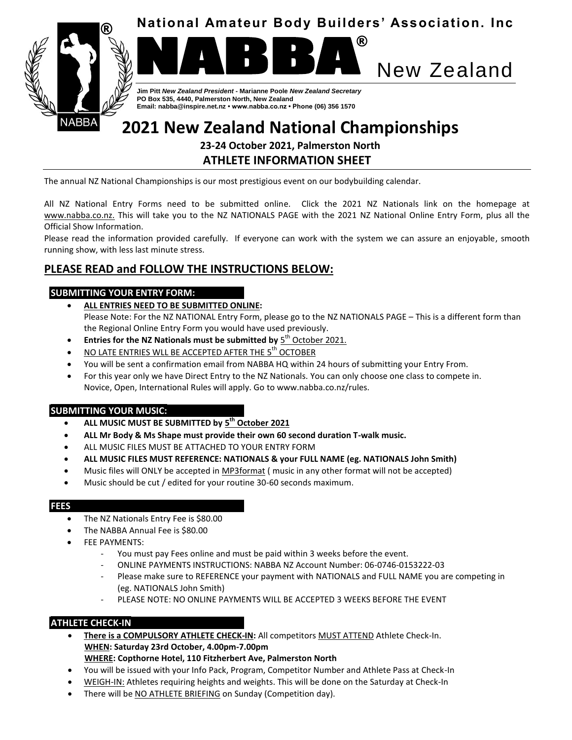National Amateur Body Builders' Association. Inc

# NABBA® New Zealand

**Jim Pitt** ***New Zealand President*** **- Marianne Poole** ***New Zealand Secretary***
**PO Box 535, 4440, Palmerston North, New Zealand**
**Email: nabba@inspire.net.nz • www.nabba.co.nz • Phone (06) 356 1570**

# 2021 New Zealand National Championships

**23-24 October 2021, Palmerston North**

**ATHLETE INFORMATION SHEET**

The annual NZ National Championships is our most prestigious event on our bodybuilding calendar.

All NZ National Entry Forms need to be submitted online. Click the 2021 NZ Nationals link on the homepage at www.nabba.co.nz. This will take you to the NZ NATIONALS PAGE with the 2021 NZ National Online Entry Form, plus all the Official Show Information.

Please read the information provided carefully. If everyone can work with the system we can assure an enjoyable, smooth running show, with less last minute stress.

## PLEASE READ and FOLLOW THE INSTRUCTIONS BELOW:

### SUBMITTING YOUR ENTRY FORM:

- **ALL ENTRIES NEED TO BE SUBMITTED ONLINE:**
  Please Note: For the NZ NATIONAL Entry Form, please go to the NZ NATIONALS PAGE – This is a different form than the Regional Online Entry Form you would have used previously.
- **Entries for the NZ Nationals must be submitted by** 5th October 2021.
- NO LATE ENTRIES WLL BE ACCEPTED AFTER THE 5th OCTOBER
- You will be sent a confirmation email from NABBA HQ within 24 hours of submitting your Entry From.
- For this year only we have Direct Entry to the NZ Nationals. You can only choose one class to compete in.
  Novice, Open, International Rules will apply. Go to www.nabba.co.nz/rules.

### SUBMITTING YOUR MUSIC:

- **ALL MUSIC MUST BE SUBMITTED by 5th October 2021**
- **ALL Mr Body & Ms Shape must provide their own 60 second duration T-walk music.**
- ALL MUSIC FILES MUST BE ATTACHED TO YOUR ENTRY FORM
- **ALL MUSIC FILES MUST REFERENCE: NATIONALS & your FULL NAME (eg. NATIONALS John Smith)**
- Music files will ONLY be accepted in MP3format ( music in any other format will not be accepted)
- Music should be cut / edited for your routine 30-60 seconds maximum.

### FEES

- The NZ Nationals Entry Fee is $80.00
- The NABBA Annual Fee is $80.00
- FEE PAYMENTS:
  - You must pay Fees online and must be paid within 3 weeks before the event.
  - ONLINE PAYMENTS INSTRUCTIONS: NABBA NZ Account Number: 06-0746-0153222-03
  - Please make sure to REFERENCE your payment with NATIONALS and FULL NAME you are competing in (eg. NATIONALS John Smith)
  - PLEASE NOTE: NO ONLINE PAYMENTS WILL BE ACCEPTED 3 WEEKS BEFORE THE EVENT

### ATHLETE CHECK-IN

- **There is a COMPULSORY ATHLETE CHECK-IN:** All competitors MUST ATTEND Athlete Check-In.
  **WHEN: Saturday 23rd October, 4.00pm-7.00pm**
  **WHERE: Copthorne Hotel, 110 Fitzherbert Ave, Palmerston North**
- You will be issued with your Info Pack, Program, Competitor Number and Athlete Pass at Check-In
- WEIGH-IN: Athletes requiring heights and weights. This will be done on the Saturday at Check-In
- There will be NO ATHLETE BRIEFING on Sunday (Competition day).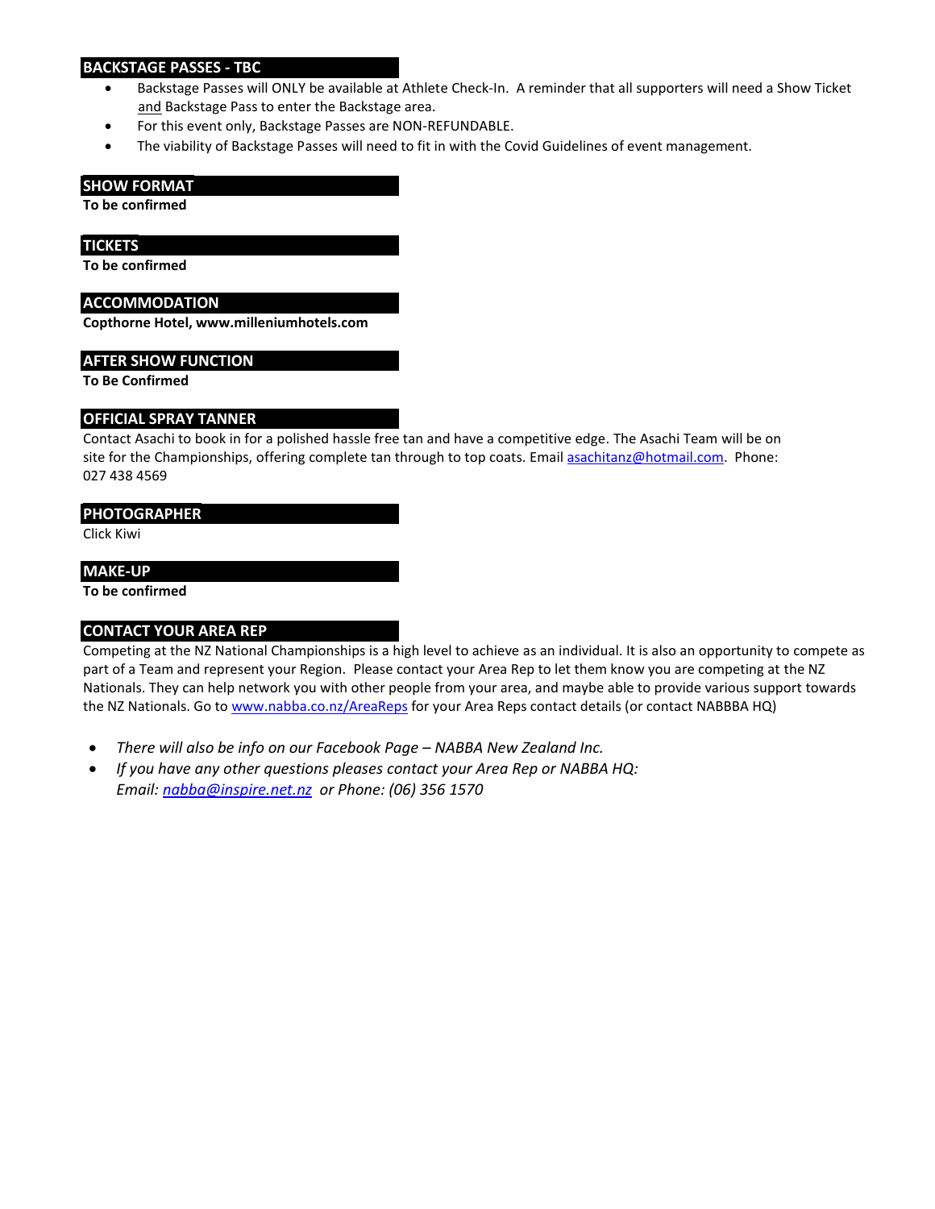## BACKSTAGE PASSES - TBC

- Backstage Passes will ONLY be available at Athlete Check-In. A reminder that all supporters will need a Show Ticket and Backstage Pass to enter the Backstage area.
- For this event only, Backstage Passes are NON-REFUNDABLE.
- The viability of Backstage Passes will need to fit in with the Covid Guidelines of event management.

## SHOW FORMAT

**To be confirmed**

## TICKETS

**To be confirmed**

## ACCOMMODATION

**Copthorne Hotel, www.milleniumhotels.com**

## AFTER SHOW FUNCTION

**To Be Confirmed**

## OFFICIAL SPRAY TANNER

Contact Asachi to book in for a polished hassle free tan and have a competitive edge. The Asachi Team will be on site for the Championships, offering complete tan through to top coats. Email asachitanz@hotmail.com. Phone: 027 438 4569

## PHOTOGRAPHER

Click Kiwi

## MAKE-UP

**To be confirmed**

## CONTACT YOUR AREA REP

Competing at the NZ National Championships is a high level to achieve as an individual. It is also an opportunity to compete as part of a Team and represent your Region. Please contact your Area Rep to let them know you are competing at the NZ Nationals. They can help network you with other people from your area, and maybe able to provide various support towards the NZ Nationals. Go to www.nabba.co.nz/AreaReps for your Area Reps contact details (or contact NABBBA HQ)

- *There will also be info on our Facebook Page – NABBA New Zealand Inc.*
- *If you have any other questions pleases contact your Area Rep or NABBA HQ: Email: nabba@inspire.net.nz or Phone: (06) 356 1570*